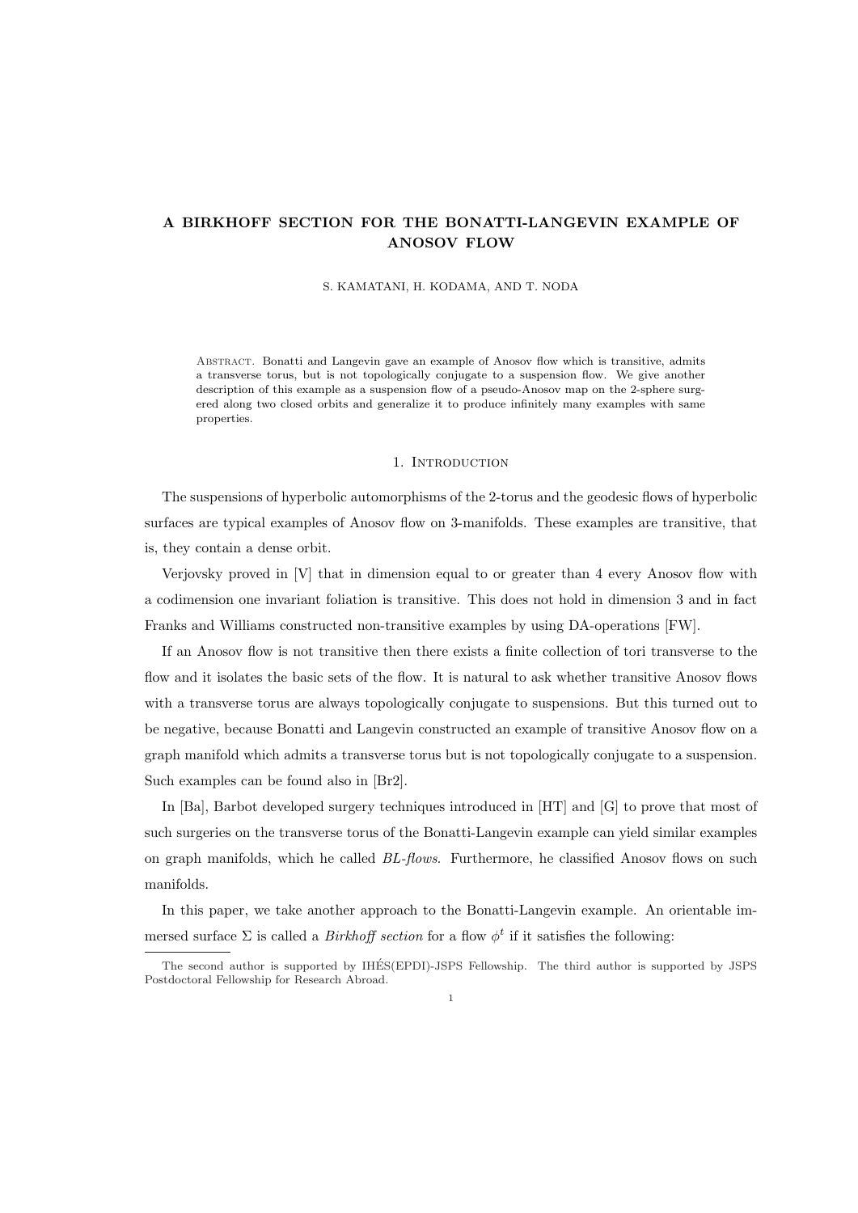# A BIRKHOFF SECTION FOR THE BONATTI-LANGEVIN EXAMPLE OF ANOSOV FLOW

S. KAMATANI, H. KODAMA, AND T. NODA

Abstract. Bonatti and Langevin gave an example of Anosov flow which is transitive, admits a transverse torus, but is not topologically conjugate to a suspension flow. We give another description of this example as a suspension flow of a pseudo-Anosov map on the 2-sphere surgered along two closed orbits and generalize it to produce infinitely many examples with same properties.

## 1. Introduction

The suspensions of hyperbolic automorphisms of the 2-torus and the geodesic flows of hyperbolic surfaces are typical examples of Anosov flow on 3-manifolds. These examples are transitive, that is, they contain a dense orbit.

Verjovsky proved in [V] that in dimension equal to or greater than 4 every Anosov flow with a codimension one invariant foliation is transitive. This does not hold in dimension 3 and in fact Franks and Williams constructed non-transitive examples by using DA-operations [FW].

If an Anosov flow is not transitive then there exists a finite collection of tori transverse to the flow and it isolates the basic sets of the flow. It is natural to ask whether transitive Anosov flows with a transverse torus are always topologically conjugate to suspensions. But this turned out to be negative, because Bonatti and Langevin constructed an example of transitive Anosov flow on a graph manifold which admits a transverse torus but is not topologically conjugate to a suspension. Such examples can be found also in [Br2].

In [Ba], Barbot developed surgery techniques introduced in [HT] and [G] to prove that most of such surgeries on the transverse torus of the Bonatti-Langevin example can yield similar examples on graph manifolds, which he called *BL-flows.* Furthermore, he classified Anosov flows on such manifolds.

In this paper, we take another approach to the Bonatti-Langevin example. An orientable immersed surface $\Sigma$ is called a *Birkhoff section* for a flow $\phi^t$ if it satisfies the following:

The second author is supported by IHÉS(EPDI)-JSPS Fellowship. The third author is supported by JSPS Postdoctoral Fellowship for Research Abroad.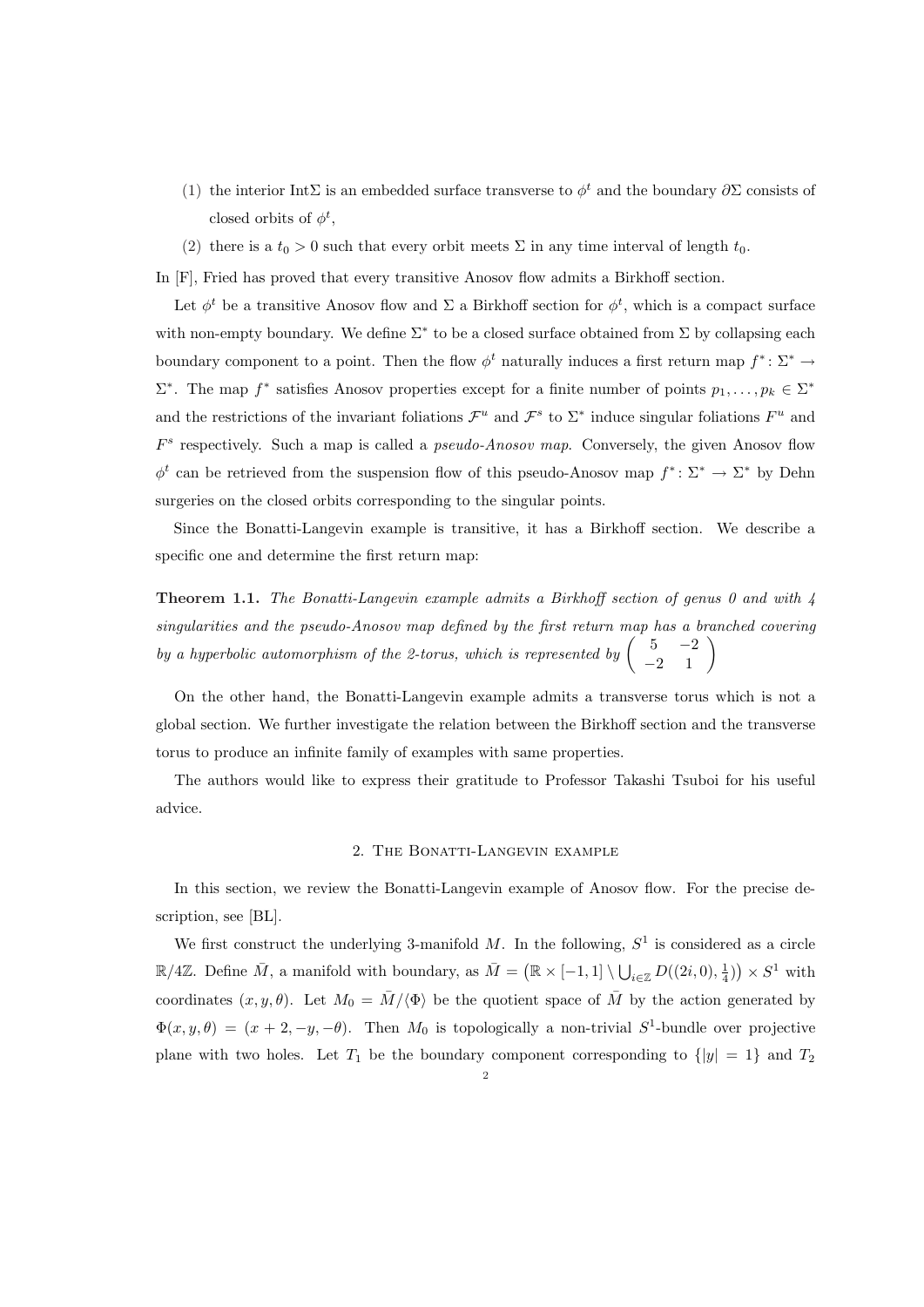(1) the interior Int$\Sigma$ is an embedded surface transverse to $\phi^t$ and the boundary $\partial\Sigma$ consists of closed orbits of $\phi^t$,

(2) there is a $t_0 > 0$ such that every orbit meets $\Sigma$ in any time interval of length $t_0$.

In [F], Fried has proved that every transitive Anosov flow admits a Birkhoff section.

Let $\phi^t$ be a transitive Anosov flow and $\Sigma$ a Birkhoff section for $\phi^t$, which is a compact surface with non-empty boundary. We define $\Sigma^*$ to be a closed surface obtained from $\Sigma$ by collapsing each boundary component to a point. Then the flow $\phi^t$ naturally induces a first return map $f^* \colon \Sigma^* \to \Sigma^*$. The map $f^*$ satisfies Anosov properties except for a finite number of points $p_1, \dots, p_k \in \Sigma^*$ and the restrictions of the invariant foliations $\mathcal{F}^u$ and $\mathcal{F}^s$ to $\Sigma^*$ induce singular foliations $F^u$ and $F^s$ respectively. Such a map is called a *pseudo-Anosov map*. Conversely, the given Anosov flow $\phi^t$ can be retrieved from the suspension flow of this pseudo-Anosov map $f^* \colon \Sigma^* \to \Sigma^*$ by Dehn surgeries on the closed orbits corresponding to the singular points.

Since the Bonatti-Langevin example is transitive, it has a Birkhoff section. We describe a specific one and determine the first return map:

**Theorem 1.1.** *The Bonatti-Langevin example admits a Birkhoff section of genus 0 and with 4 singularities and the pseudo-Anosov map defined by the first return map has a branched covering by a hyperbolic automorphism of the 2-torus, which is represented by* $\begin{pmatrix} 5 & -2 \\ -2 & 1 \end{pmatrix}$

On the other hand, the Bonatti-Langevin example admits a transverse torus which is not a global section. We further investigate the relation between the Birkhoff section and the transverse torus to produce an infinite family of examples with same properties.

The authors would like to express their gratitude to Professor Takashi Tsuboi for his useful advice.

## 2. The Bonatti-Langevin example

In this section, we review the Bonatti-Langevin example of Anosov flow. For the precise description, see [BL].

We first construct the underlying 3-manifold $M$. In the following, $S^1$ is considered as a circle $\mathbb{R}/4\mathbb{Z}$. Define $\bar{M}$, a manifold with boundary, as $\bar{M} = \left(\mathbb{R} \times [-1,1] \setminus \bigcup_{i\in\mathbb{Z}} D((2i,0),\frac{1}{4})\right) \times S^1$ with coordinates $(x,y,\theta)$. Let $M_0 = \bar{M}/\langle\Phi\rangle$ be the quotient space of $\bar{M}$ by the action generated by $\Phi(x,y,\theta) = (x+2,-y,-\theta)$. Then $M_0$ is topologically a non-trivial $S^1$-bundle over projective plane with two holes. Let $T_1$ be the boundary component corresponding to $\{|y| = 1\}$ and $T_2$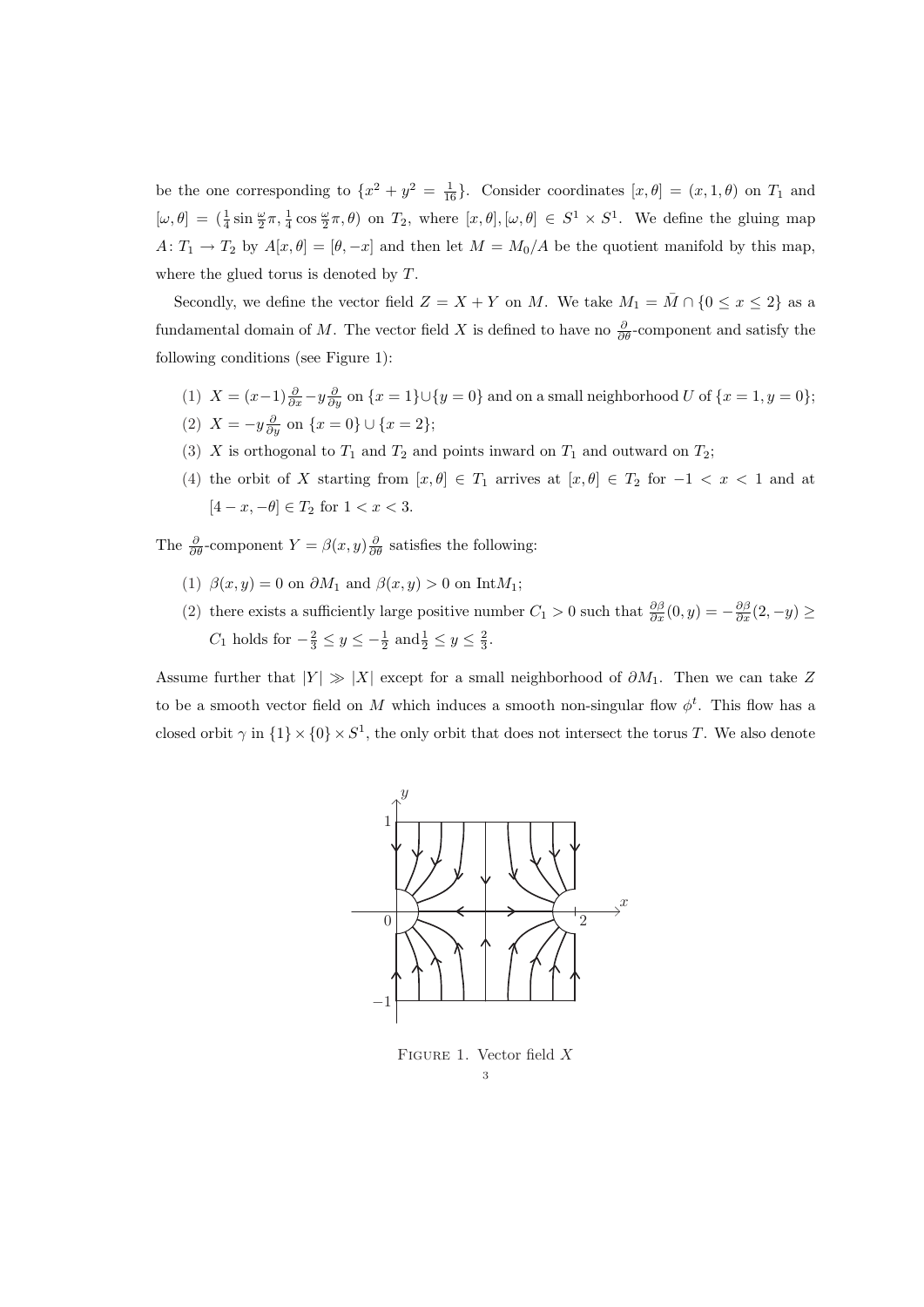be the one corresponding to $\{x^2 + y^2 = \frac{1}{16}\}$. Consider coordinates $[x, \theta] = (x, 1, \theta)$ on $T_1$ and $[\omega, \theta] = (\frac{1}{4}\sin\frac{\omega}{2}\pi, \frac{1}{4}\cos\frac{\omega}{2}\pi, \theta)$ on $T_2$, where $[x, \theta], [\omega, \theta] \in S^1 \times S^1$. We define the gluing map $A\colon T_1 \to T_2$ by $A[x, \theta] = [\theta, -x]$ and then let $M = M_0/A$ be the quotient manifold by this map, where the glued torus is denoted by $T$.

Secondly, we define the vector field $Z = X + Y$ on $M$. We take $M_1 = \bar{M} \cap \{0 \leq x \leq 2\}$ as a fundamental domain of $M$. The vector field $X$ is defined to have no $\frac{\partial}{\partial \theta}$-component and satisfy the following conditions (see Figure 1):

(1) $X = (x-1)\frac{\partial}{\partial x} - y\frac{\partial}{\partial y}$ on $\{x = 1\} \cup \{y = 0\}$ and on a small neighborhood $U$ of $\{x = 1, y = 0\}$;
(2) $X = -y\frac{\partial}{\partial y}$ on $\{x = 0\} \cup \{x = 2\}$;
(3) $X$ is orthogonal to $T_1$ and $T_2$ and points inward on $T_1$ and outward on $T_2$;
(4) the orbit of $X$ starting from $[x, \theta] \in T_1$ arrives at $[x, \theta] \in T_2$ for $-1 < x < 1$ and at $[4 - x, -\theta] \in T_2$ for $1 < x < 3$.

The $\frac{\partial}{\partial \theta}$-component $Y = \beta(x, y)\frac{\partial}{\partial \theta}$ satisfies the following:

(1) $\beta(x, y) = 0$ on $\partial M_1$ and $\beta(x, y) > 0$ on $\mathrm{Int} M_1$;
(2) there exists a sufficiently large positive number $C_1 > 0$ such that $\frac{\partial \beta}{\partial x}(0, y) = -\frac{\partial \beta}{\partial x}(2, -y) \geq C_1$ holds for $-\frac{2}{3} \leq y \leq -\frac{1}{2}$ and $\frac{1}{2} \leq y \leq \frac{2}{3}$.

Assume further that $|Y| \gg |X|$ except for a small neighborhood of $\partial M_1$. Then we can take $Z$ to be a smooth vector field on $M$ which induces a smooth non-singular flow $\phi^t$. This flow has a closed orbit $\gamma$ in $\{1\} \times \{0\} \times S^1$, the only orbit that does not intersect the torus $T$. We also denote

Figure 1. Vector field $X$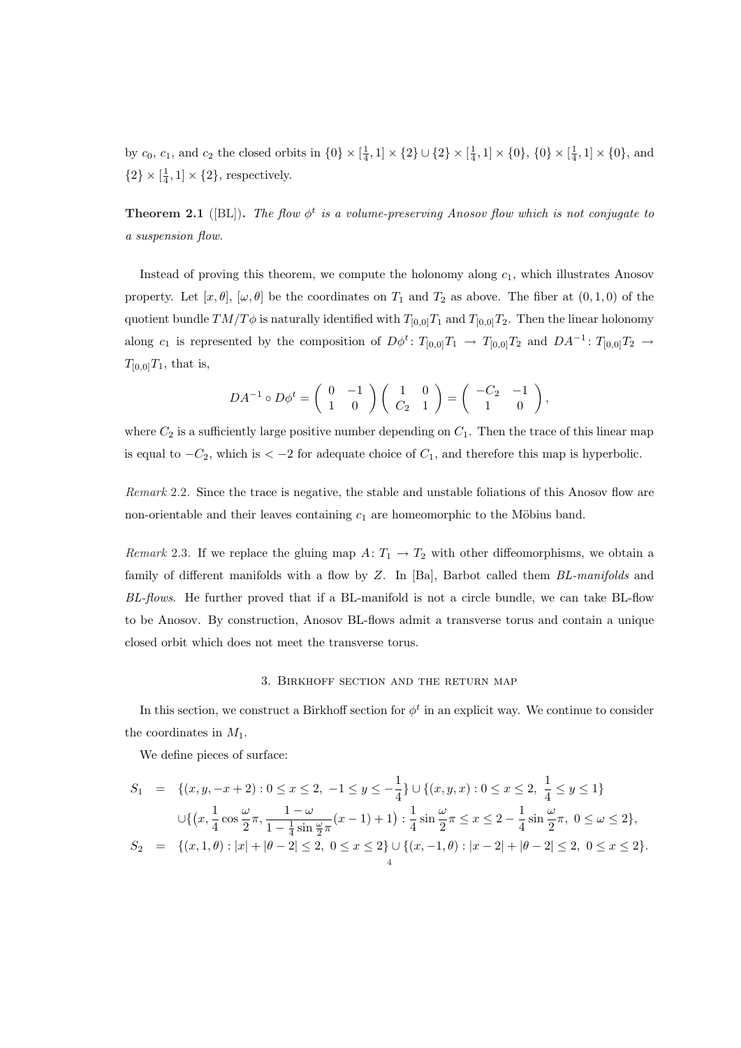by $c_0$, $c_1$, and $c_2$ the closed orbits in $\{0\} \times [\frac{1}{4}, 1] \times \{2\} \cup \{2\} \times [\frac{1}{4}, 1] \times \{0\}$, $\{0\} \times [\frac{1}{4}, 1] \times \{0\}$, and $\{2\} \times [\frac{1}{4}, 1] \times \{2\}$, respectively.

**Theorem 2.1** ([BL]). *The flow $\phi^t$ is a volume-preserving Anosov flow which is not conjugate to a suspension flow.*

Instead of proving this theorem, we compute the holonomy along $c_1$, which illustrates Anosov property. Let $[x, \theta]$, $[\omega, \theta]$ be the coordinates on $T_1$ and $T_2$ as above. The fiber at $(0, 1, 0)$ of the quotient bundle $TM/T\phi$ is naturally identified with $T_{[0,0]}T_1$ and $T_{[0,0]}T_2$. Then the linear holonomy along $c_1$ is represented by the composition of $D\phi^t \colon T_{[0,0]}T_1 \to T_{[0,0]}T_2$ and $DA^{-1} \colon T_{[0,0]}T_2 \to T_{[0,0]}T_1$, that is,

$$DA^{-1} \circ D\phi^t = \begin{pmatrix} 0 & -1 \\ 1 & 0 \end{pmatrix} \begin{pmatrix} 1 & 0 \\ C_2 & 1 \end{pmatrix} = \begin{pmatrix} -C_2 & -1 \\ 1 & 0 \end{pmatrix},$$

where $C_2$ is a sufficiently large positive number depending on $C_1$. Then the trace of this linear map is equal to $-C_2$, which is $< -2$ for adequate choice of $C_1$, and therefore this map is hyperbolic.

*Remark* 2.2. Since the trace is negative, the stable and unstable foliations of this Anosov flow are non-orientable and their leaves containing $c_1$ are homeomorphic to the Möbius band.

*Remark* 2.3. If we replace the gluing map $A \colon T_1 \to T_2$ with other diffeomorphisms, we obtain a family of different manifolds with a flow by $Z$. In [Ba], Barbot called them *BL-manifolds* and *BL-flows*. He further proved that if a BL-manifold is not a circle bundle, we can take BL-flow to be Anosov. By construction, Anosov BL-flows admit a transverse torus and contain a unique closed orbit which does not meet the transverse torus.

## 3. Birkhoff section and the return map

In this section, we construct a Birkhoff section for $\phi^t$ in an explicit way. We continue to consider the coordinates in $M_1$.

We define pieces of surface:

$$\begin{aligned}
S_1 &= \{(x, y, -x+2) : 0 \le x \le 2,\ -1 \le y \le -\tfrac{1}{4}\} \cup \{(x, y, x) : 0 \le x \le 2,\ \tfrac{1}{4} \le y \le 1\} \\
&\quad \cup \{\big(x, \tfrac{1}{4}\cos\tfrac{\omega}{2}\pi, \tfrac{1-\omega}{1-\frac{1}{4}\sin\frac{\omega}{2}\pi}(x-1)+1\big) : \tfrac{1}{4}\sin\tfrac{\omega}{2}\pi \le x \le 2 - \tfrac{1}{4}\sin\tfrac{\omega}{2}\pi,\ 0 \le \omega \le 2\}, \\
S_2 &= \{(x, 1, \theta) : |x| + |\theta - 2| \le 2,\ 0 \le x \le 2\} \cup \{(x, -1, \theta) : |x-2| + |\theta - 2| \le 2,\ 0 \le x \le 2\}.
\end{aligned}$$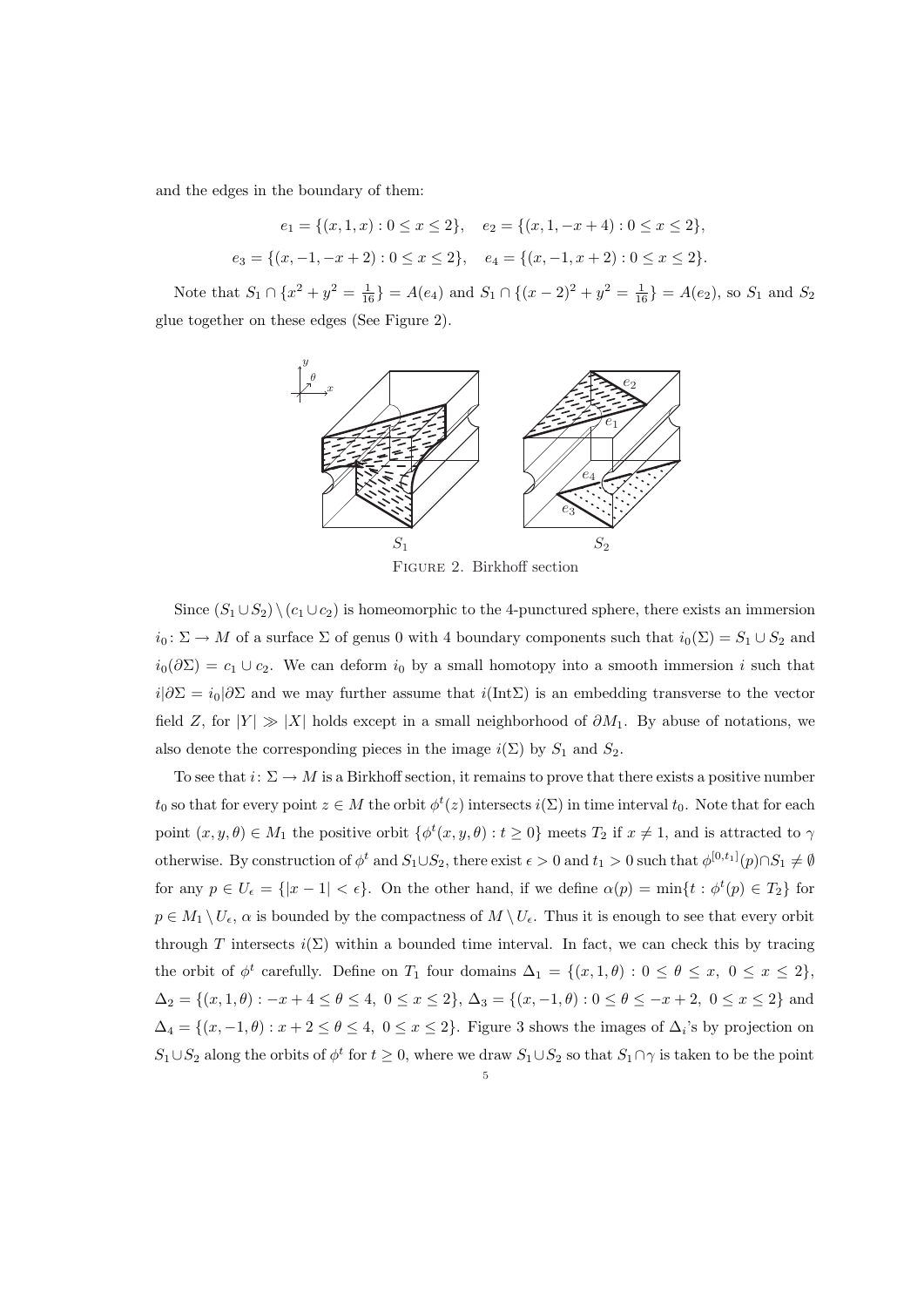and the edges in the boundary of them:

$$e_1 = \{(x, 1, x) : 0 \le x \le 2\}, \quad e_2 = \{(x, 1, -x + 4) : 0 \le x \le 2\},$$

$$e_3 = \{(x, -1, -x + 2) : 0 \le x \le 2\}, \quad e_4 = \{(x, -1, x + 2) : 0 \le x \le 2\}.$$

Note that $S_1 \cap \{x^2 + y^2 = \frac{1}{16}\} = A(e_4)$ and $S_1 \cap \{(x-2)^2 + y^2 = \frac{1}{16}\} = A(e_2)$, so $S_1$ and $S_2$ glue together on these edges (See Figure 2).

Figure 2. Birkhoff section

Since $(S_1 \cup S_2) \setminus (c_1 \cup c_2)$ is homeomorphic to the 4-punctured sphere, there exists an immersion $i_0 \colon \Sigma \to M$ of a surface $\Sigma$ of genus 0 with 4 boundary components such that $i_0(\Sigma) = S_1 \cup S_2$ and $i_0(\partial\Sigma) = c_1 \cup c_2$. We can deform $i_0$ by a small homotopy into a smooth immersion $i$ such that $i|\partial\Sigma = i_0|\partial\Sigma$ and we may further assume that $i(\mathrm{Int}\Sigma)$ is an embedding transverse to the vector field $Z$, for $|Y| \gg |X|$ holds except in a small neighborhood of $\partial M_1$. By abuse of notations, we also denote the corresponding pieces in the image $i(\Sigma)$ by $S_1$ and $S_2$.

To see that $i \colon \Sigma \to M$ is a Birkhoff section, it remains to prove that there exists a positive number $t_0$ so that for every point $z \in M$ the orbit $\phi^t(z)$ intersects $i(\Sigma)$ in time interval $t_0$. Note that for each point $(x, y, \theta) \in M_1$ the positive orbit $\{\phi^t(x, y, \theta) : t \ge 0\}$ meets $T_2$ if $x \ne 1$, and is attracted to $\gamma$ otherwise. By construction of $\phi^t$ and $S_1 \cup S_2$, there exist $\epsilon > 0$ and $t_1 > 0$ such that $\phi^{[0,t_1]}(p) \cap S_1 \ne \emptyset$ for any $p \in U_\epsilon = \{|x - 1| < \epsilon\}$. On the other hand, if we define $\alpha(p) = \min\{t : \phi^t(p) \in T_2\}$ for $p \in M_1 \setminus U_\epsilon$, $\alpha$ is bounded by the compactness of $M \setminus U_\epsilon$. Thus it is enough to see that every orbit through $T$ intersects $i(\Sigma)$ within a bounded time interval. In fact, we can check this by tracing the orbit of $\phi^t$ carefully. Define on $T_1$ four domains $\Delta_1 = \{(x, 1, \theta) : 0 \le \theta \le x,\ 0 \le x \le 2\}$, $\Delta_2 = \{(x, 1, \theta) : -x + 4 \le \theta \le 4,\ 0 \le x \le 2\}$, $\Delta_3 = \{(x, -1, \theta) : 0 \le \theta \le -x + 2,\ 0 \le x \le 2\}$ and $\Delta_4 = \{(x, -1, \theta) : x + 2 \le \theta \le 4,\ 0 \le x \le 2\}$. Figure 3 shows the images of $\Delta_i$'s by projection on $S_1 \cup S_2$ along the orbits of $\phi^t$ for $t \ge 0$, where we draw $S_1 \cup S_2$ so that $S_1 \cap \gamma$ is taken to be the point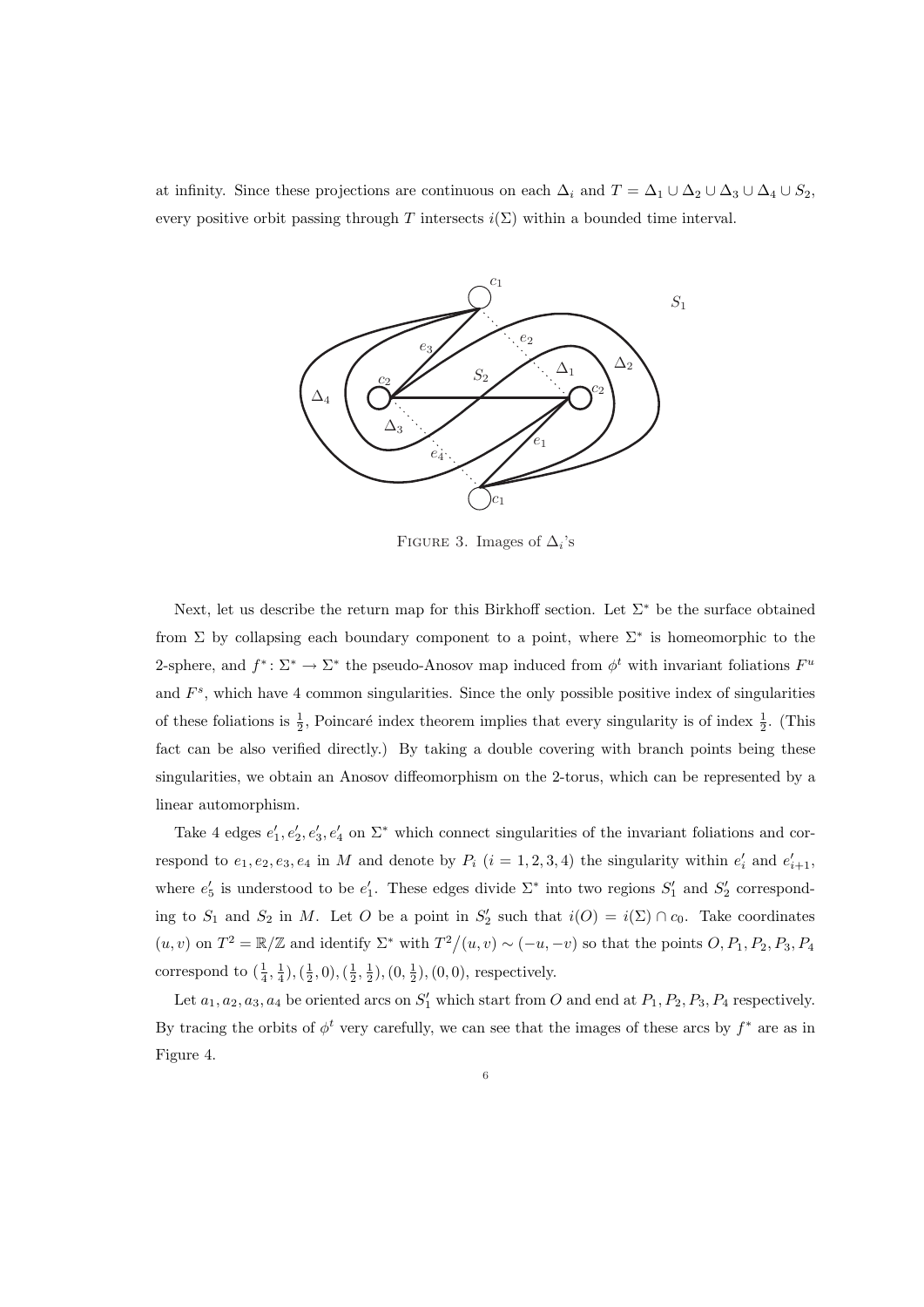at infinity. Since these projections are continuous on each $\Delta_i$ and $T = \Delta_1 \cup \Delta_2 \cup \Delta_3 \cup \Delta_4 \cup S_2$, every positive orbit passing through $T$ intersects $i(\Sigma)$ within a bounded time interval.

FIGURE 3. Images of $\Delta_i$'s

Next, let us describe the return map for this Birkhoff section. Let $\Sigma^*$ be the surface obtained from $\Sigma$ by collapsing each boundary component to a point, where $\Sigma^*$ is homeomorphic to the 2-sphere, and $f^* : \Sigma^* \to \Sigma^*$ the pseudo-Anosov map induced from $\phi^t$ with invariant foliations $F^u$ and $F^s$, which have 4 common singularities. Since the only possible positive index of singularities of these foliations is $\frac{1}{2}$, Poincaré index theorem implies that every singularity is of index $\frac{1}{2}$. (This fact can be also verified directly.) By taking a double covering with branch points being these singularities, we obtain an Anosov diffeomorphism on the 2-torus, which can be represented by a linear automorphism.

Take 4 edges $e'_1, e'_2, e'_3, e'_4$ on $\Sigma^*$ which connect singularities of the invariant foliations and correspond to $e_1, e_2, e_3, e_4$ in $M$ and denote by $P_i$ $(i = 1, 2, 3, 4)$ the singularity within $e'_i$ and $e'_{i+1}$, where $e'_5$ is understood to be $e'_1$. These edges divide $\Sigma^*$ into two regions $S'_1$ and $S'_2$ corresponding to $S_1$ and $S_2$ in $M$. Let $O$ be a point in $S'_2$ such that $i(O) = i(\Sigma) \cap c_0$. Take coordinates $(u, v)$ on $T^2 = \mathbb{R}/\mathbb{Z}$ and identify $\Sigma^*$ with $T^2/(u, v) \sim (-u, -v)$ so that the points $O, P_1, P_2, P_3, P_4$ correspond to $(\frac{1}{4}, \frac{1}{4}), (\frac{1}{2}, 0), (\frac{1}{2}, \frac{1}{2}), (0, \frac{1}{2}), (0, 0)$, respectively.

Let $a_1, a_2, a_3, a_4$ be oriented arcs on $S'_1$ which start from $O$ and end at $P_1, P_2, P_3, P_4$ respectively. By tracing the orbits of $\phi^t$ very carefully, we can see that the images of these arcs by $f^*$ are as in Figure 4.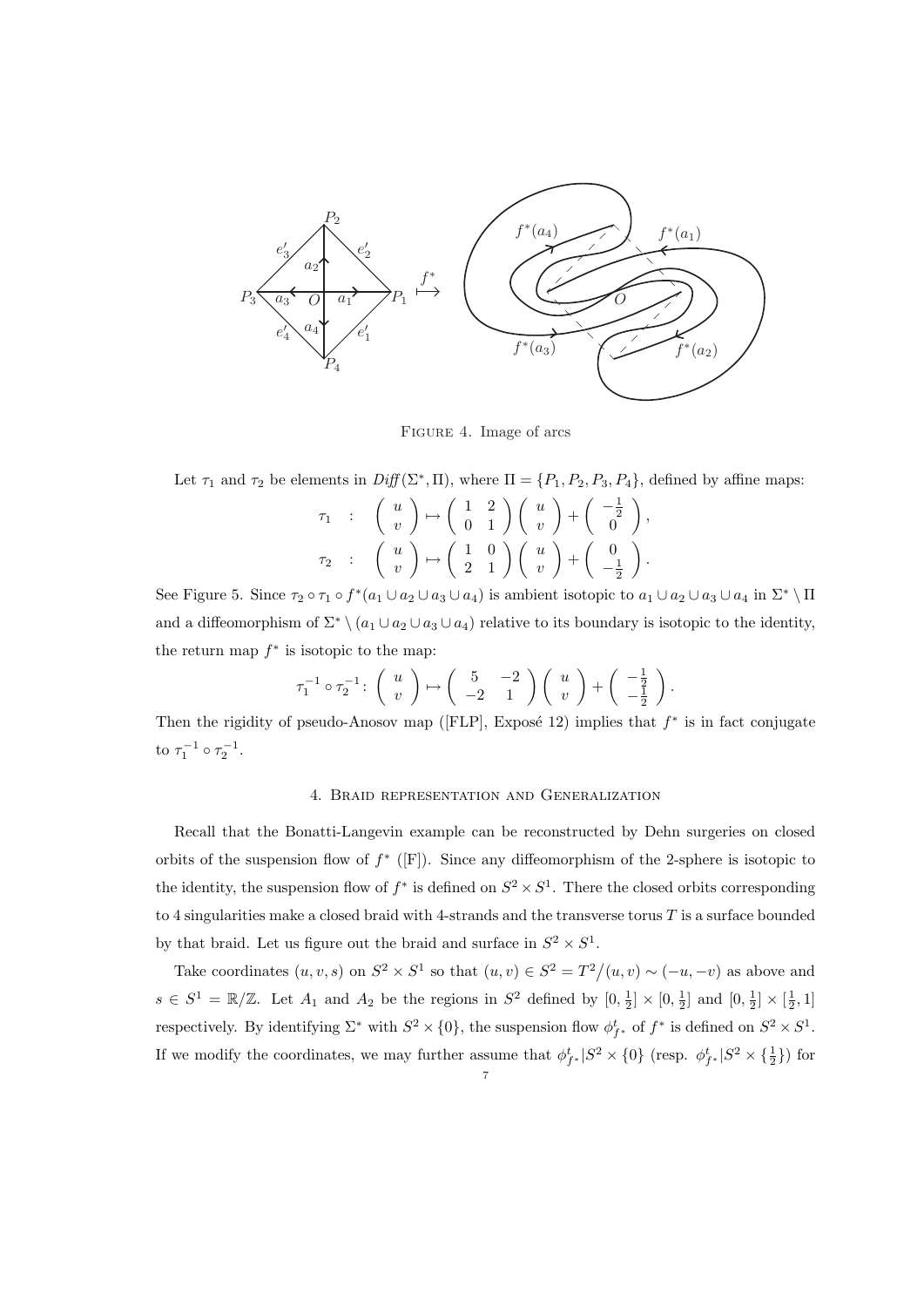FIGURE 4. Image of arcs

Let $\tau_1$ and $\tau_2$ be elements in $Diff(\Sigma^*, \Pi)$, where $\Pi = \{P_1, P_2, P_3, P_4\}$, defined by affine maps:

$$\tau_1 \quad : \quad \begin{pmatrix} u \\ v \end{pmatrix} \mapsto \begin{pmatrix} 1 & 2 \\ 0 & 1 \end{pmatrix} \begin{pmatrix} u \\ v \end{pmatrix} + \begin{pmatrix} -\frac{1}{2} \\ 0 \end{pmatrix},$$

$$\tau_2 \quad : \quad \begin{pmatrix} u \\ v \end{pmatrix} \mapsto \begin{pmatrix} 1 & 0 \\ 2 & 1 \end{pmatrix} \begin{pmatrix} u \\ v \end{pmatrix} + \begin{pmatrix} 0 \\ -\frac{1}{2} \end{pmatrix}.$$

See Figure 5. Since $\tau_2 \circ \tau_1 \circ f^*(a_1 \cup a_2 \cup a_3 \cup a_4)$ is ambient isotopic to $a_1 \cup a_2 \cup a_3 \cup a_4$ in $\Sigma^* \setminus \Pi$ and a diffeomorphism of $\Sigma^* \setminus (a_1 \cup a_2 \cup a_3 \cup a_4)$ relative to its boundary is isotopic to the identity, the return map $f^*$ is isotopic to the map:

$$\tau_1^{-1} \circ \tau_2^{-1} \colon \begin{pmatrix} u \\ v \end{pmatrix} \mapsto \begin{pmatrix} 5 & -2 \\ -2 & 1 \end{pmatrix} \begin{pmatrix} u \\ v \end{pmatrix} + \begin{pmatrix} -\frac{1}{2} \\ -\frac{1}{2} \end{pmatrix}.$$

Then the rigidity of pseudo-Anosov map ([FLP], Exposé 12) implies that $f^*$ is in fact conjugate to $\tau_1^{-1} \circ \tau_2^{-1}$.

## 4. Braid representation and Generalization

Recall that the Bonatti-Langevin example can be reconstructed by Dehn surgeries on closed orbits of the suspension flow of $f^*$ ([F]). Since any diffeomorphism of the 2-sphere is isotopic to the identity, the suspension flow of $f^*$ is defined on $S^2 \times S^1$. There the closed orbits corresponding to 4 singularities make a closed braid with 4-strands and the transverse torus $T$ is a surface bounded by that braid. Let us figure out the braid and surface in $S^2 \times S^1$.

Take coordinates $(u, v, s)$ on $S^2 \times S^1$ so that $(u, v) \in S^2 = T^2/(u, v) \sim (-u, -v)$ as above and $s \in S^1 = \mathbb{R}/\mathbb{Z}$. Let $A_1$ and $A_2$ be the regions in $S^2$ defined by $[0, \frac{1}{2}] \times [0, \frac{1}{2}]$ and $[0, \frac{1}{2}] \times [\frac{1}{2}, 1]$ respectively. By identifying $\Sigma^*$ with $S^2 \times \{0\}$, the suspension flow $\phi^t_{f^*}$ of $f^*$ is defined on $S^2 \times S^1$. If we modify the coordinates, we may further assume that $\phi^t_{f^*}|S^2 \times \{0\}$ (resp. $\phi^t_{f^*}|S^2 \times \{\frac{1}{2}\}$) for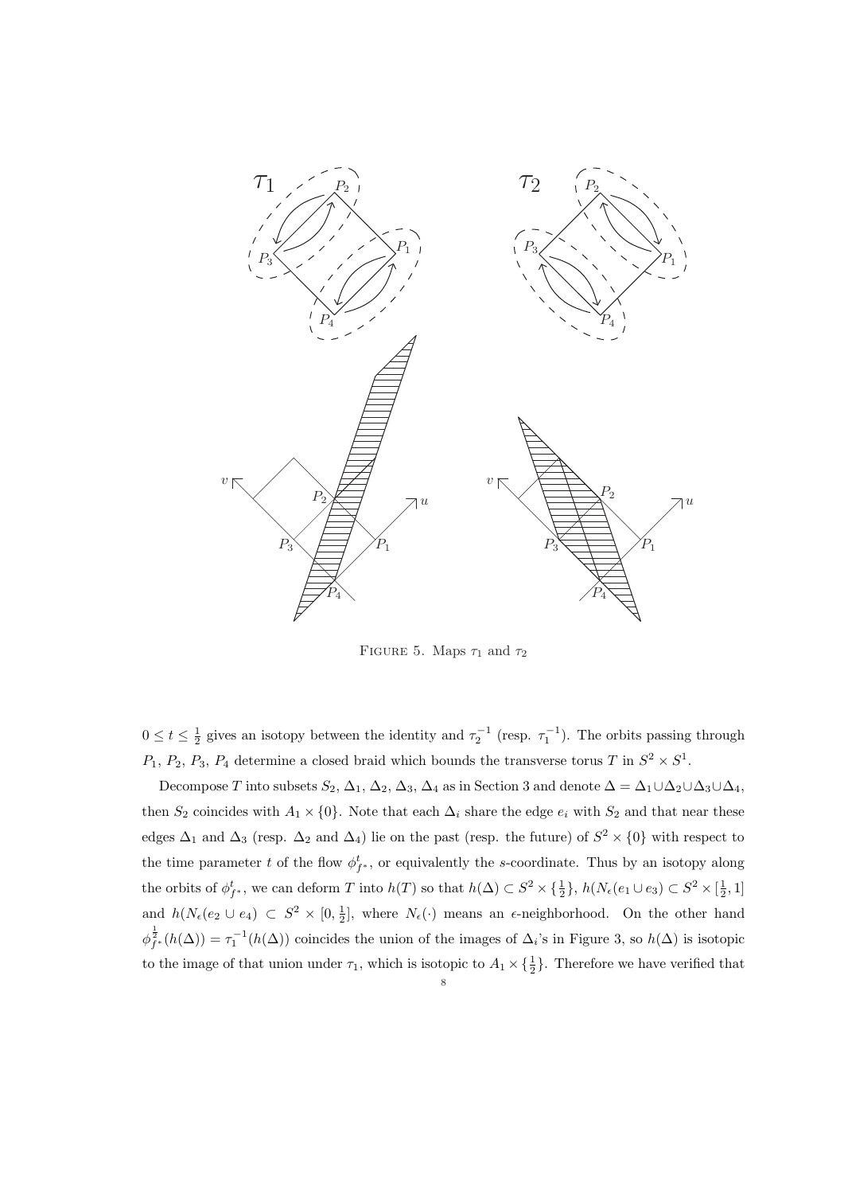FIGURE 5. Maps $\tau_1$ and $\tau_2$

$0 \leq t \leq \frac{1}{2}$ gives an isotopy between the identity and $\tau_2^{-1}$ (resp. $\tau_1^{-1}$). The orbits passing through $P_1$, $P_2$, $P_3$, $P_4$ determine a closed braid which bounds the transverse torus $T$ in $S^2 \times S^1$.

Decompose $T$ into subsets $S_2$, $\Delta_1$, $\Delta_2$, $\Delta_3$, $\Delta_4$ as in Section 3 and denote $\Delta = \Delta_1 \cup \Delta_2 \cup \Delta_3 \cup \Delta_4$, then $S_2$ coincides with $A_1 \times \{0\}$. Note that each $\Delta_i$ share the edge $e_i$ with $S_2$ and that near these edges $\Delta_1$ and $\Delta_3$ (resp. $\Delta_2$ and $\Delta_4$) lie on the past (resp. the future) of $S^2 \times \{0\}$ with respect to the time parameter $t$ of the flow $\phi^t_{f^*}$, or equivalently the $s$-coordinate. Thus by an isotopy along the orbits of $\phi^t_{f^*}$, we can deform $T$ into $h(T)$ so that $h(\Delta) \subset S^2 \times \{\frac{1}{2}\}$, $h(N_\epsilon(e_1 \cup e_3) \subset S^2 \times [\frac{1}{2}, 1]$ and $h(N_\epsilon(e_2 \cup e_4) \subset S^2 \times [0, \frac{1}{2}]$, where $N_\epsilon(\cdot)$ means an $\epsilon$-neighborhood. On the other hand $\phi^{\frac{1}{2}}_{f^*}(h(\Delta)) = \tau_1^{-1}(h(\Delta))$ coincides the union of the images of $\Delta_i$'s in Figure 3, so $h(\Delta)$ is isotopic to the image of that union under $\tau_1$, which is isotopic to $A_1 \times \{\frac{1}{2}\}$. Therefore we have verified that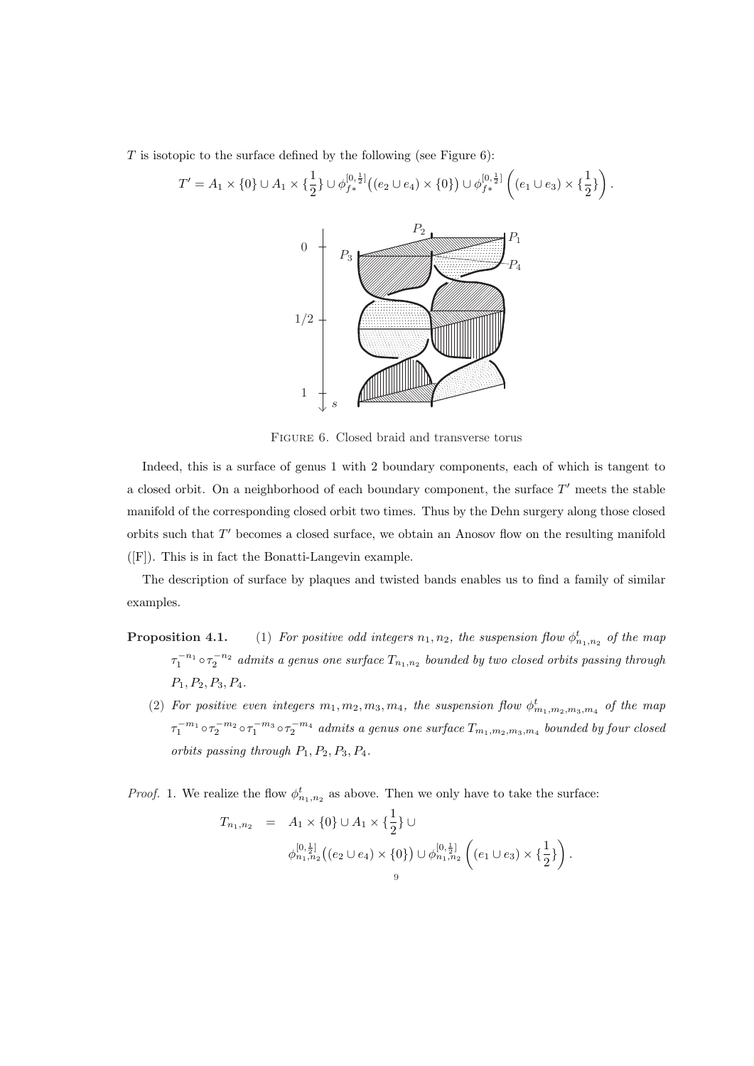$T$ is isotopic to the surface defined by the following (see Figure 6):

$$T' = A_1 \times \{0\} \cup A_1 \times \{\frac{1}{2}\} \cup \phi_{f^*}^{[0,\frac{1}{2}]}\big((e_2 \cup e_4) \times \{0\}\big) \cup \phi_{f^*}^{[0,\frac{1}{2}]}\left((e_1 \cup e_3) \times \{\frac{1}{2}\}\right).$$

Figure 6. Closed braid and transverse torus

Indeed, this is a surface of genus 1 with 2 boundary components, each of which is tangent to a closed orbit. On a neighborhood of each boundary component, the surface $T'$ meets the stable manifold of the corresponding closed orbit two times. Thus by the Dehn surgery along those closed orbits such that $T'$ becomes a closed surface, we obtain an Anosov flow on the resulting manifold ([F]). This is in fact the Bonatti-Langevin example.

The description of surface by plaques and twisted bands enables us to find a family of similar examples.

**Proposition 4.1.** (1) *For positive odd integers $n_1, n_2$, the suspension flow $\phi^t_{n_1,n_2}$ of the map $\tau_1^{-n_1} \circ \tau_2^{-n_2}$ admits a genus one surface $T_{n_1,n_2}$ bounded by two closed orbits passing through $P_1, P_2, P_3, P_4$.*

(2) *For positive even integers $m_1, m_2, m_3, m_4$, the suspension flow $\phi^t_{m_1,m_2,m_3,m_4}$ of the map $\tau_1^{-m_1} \circ \tau_2^{-m_2} \circ \tau_1^{-m_3} \circ \tau_2^{-m_4}$ admits a genus one surface $T_{m_1,m_2,m_3,m_4}$ bounded by four closed orbits passing through $P_1, P_2, P_3, P_4$.*

*Proof.* 1. We realize the flow $\phi^t_{n_1,n_2}$ as above. Then we only have to take the surface:

$$\begin{aligned} T_{n_1,n_2} &= A_1 \times \{0\} \cup A_1 \times \{\frac{1}{2}\} \cup \\ &\quad \phi_{n_1,n_2}^{[0,\frac{1}{2}]}\big((e_2 \cup e_4) \times \{0\}\big) \cup \phi_{n_1,n_2}^{[0,\frac{1}{2}]}\left((e_1 \cup e_3) \times \{\frac{1}{2}\}\right). \end{aligned}$$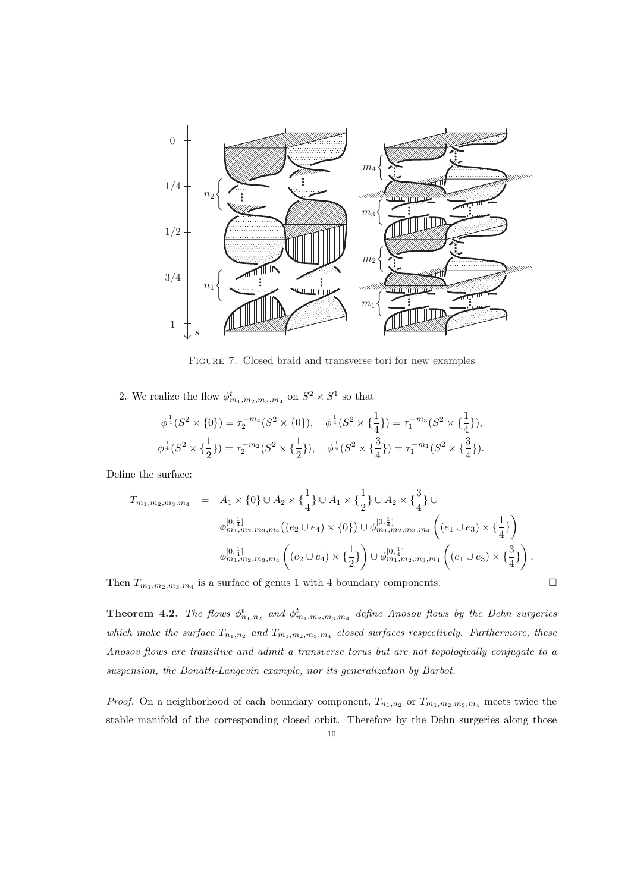Figure 7. Closed braid and transverse tori for new examples

2. We realize the flow $\phi^t_{m_1,m_2,m_3,m_4}$ on $S^2 \times S^1$ so that

$$\phi^{\frac{1}{4}}(S^2 \times \{0\}) = \tau_2^{-m_4}(S^2 \times \{0\}), \quad \phi^{\frac{1}{4}}(S^2 \times \{\frac{1}{4}\}) = \tau_1^{-m_3}(S^2 \times \{\frac{1}{4}\}),$$
$$\phi^{\frac{1}{4}}(S^2 \times \{\frac{1}{2}\}) = \tau_2^{-m_2}(S^2 \times \{\frac{1}{2}\}), \quad \phi^{\frac{1}{4}}(S^2 \times \{\frac{3}{4}\}) = \tau_1^{-m_1}(S^2 \times \{\frac{3}{4}\}).$$

Define the surface:

$$\begin{aligned} T_{m_1,m_2,m_3,m_4} &= A_1 \times \{0\} \cup A_2 \times \{\frac{1}{4}\} \cup A_1 \times \{\frac{1}{2}\} \cup A_2 \times \{\frac{3}{4}\} \cup \\ &\quad \phi^{[0,\frac{1}{4}]}_{m_1,m_2,m_3,m_4}\big((e_2 \cup e_4) \times \{0\}\big) \cup \phi^{[0,\frac{1}{4}]}_{m_1,m_2,m_3,m_4}\left((e_1 \cup e_3) \times \{\frac{1}{4}\}\right) \\ &\quad \phi^{[0,\frac{1}{4}]}_{m_1,m_2,m_3,m_4}\left((e_2 \cup e_4) \times \{\frac{1}{2}\}\right) \cup \phi^{[0,\frac{1}{4}]}_{m_1,m_2,m_3,m_4}\left((e_1 \cup e_3) \times \{\frac{3}{4}\}\right). \end{aligned}$$

Then $T_{m_1,m_2,m_3,m_4}$ is a surface of genus 1 with 4 boundary components. □

**Theorem 4.2.** *The flows $\phi^t_{n_1,n_2}$ and $\phi^t_{m_1,m_2,m_3,m_4}$ define Anosov flows by the Dehn surgeries which make the surface $T_{n_1,n_2}$ and $T_{m_1,m_2,m_3,m_4}$ closed surfaces respectively. Furthermore, these Anosov flows are transitive and admit a transverse torus but are not topologically conjugate to a suspension, the Bonatti-Langevin example, nor its generalization by Barbot.*

*Proof.* On a neighborhood of each boundary component, $T_{n_1,n_2}$ or $T_{m_1,m_2,m_3,m_4}$ meets twice the stable manifold of the corresponding closed orbit. Therefore by the Dehn surgeries along those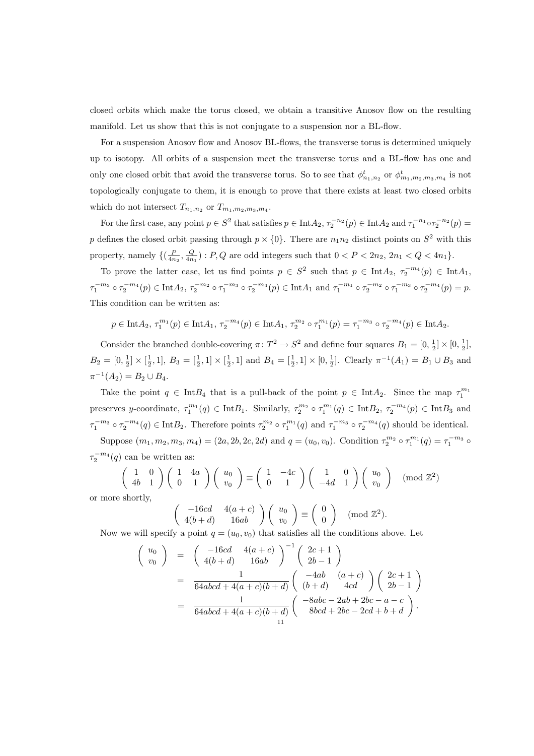closed orbits which make the torus closed, we obtain a transitive Anosov flow on the resulting manifold. Let us show that this is not conjugate to a suspension nor a BL-flow.

For a suspension Anosov flow and Anosov BL-flows, the transverse torus is determined uniquely up to isotopy. All orbits of a suspension meet the transverse torus and a BL-flow has one and only one closed orbit that avoid the transverse torus. So to see that $\phi^t_{n_1,n_2}$ or $\phi^t_{m_1,m_2,m_3,m_4}$ is not topologically conjugate to them, it is enough to prove that there exists at least two closed orbits which do not intersect $T_{n_1,n_2}$ or $T_{m_1,m_2,m_3,m_4}$.

For the first case, any point $p \in S^2$ that satisfies $p \in \mathrm{Int}A_2$, $\tau_2^{-n_2}(p) \in \mathrm{Int}A_2$ and $\tau_1^{-n_1}\circ\tau_2^{-n_2}(p) = p$ defines the closed orbit passing through $p \times \{0\}$. There are $n_1 n_2$ distinct points on $S^2$ with this property, namely $\{(\frac{P}{4n_2}, \frac{Q}{4n_1}) : P, Q$ are odd integers such that $0 < P < 2n_2,\ 2n_1 < Q < 4n_1\}$.

To prove the latter case, let us find points $p \in S^2$ such that $p \in \mathrm{Int}A_2$, $\tau_2^{-m_4}(p) \in \mathrm{Int}A_1$, $\tau_1^{-m_3}\circ\tau_2^{-m_4}(p) \in \mathrm{Int}A_2$, $\tau_2^{-m_2}\circ\tau_1^{-m_3}\circ\tau_2^{-m_4}(p) \in \mathrm{Int}A_1$ and $\tau_1^{-m_1}\circ\tau_2^{-m_2}\circ\tau_1^{-m_3}\circ\tau_2^{-m_4}(p) = p$. This condition can be written as:

$$p \in \mathrm{Int}A_2,\ \tau_1^{m_1}(p) \in \mathrm{Int}A_1,\ \tau_2^{-m_4}(p) \in \mathrm{Int}A_1,\ \tau_2^{m_2}\circ\tau_1^{m_1}(p) = \tau_1^{-m_3}\circ\tau_2^{-m_4}(p) \in \mathrm{Int}A_2.$$

Consider the branched double-covering $\pi\colon T^2 \to S^2$ and define four squares $B_1 = [0,\frac{1}{2}]\times[0,\frac{1}{2}]$, $B_2 = [0,\frac{1}{2}]\times[\frac{1}{2},1]$, $B_3 = [\frac{1}{2},1]\times[\frac{1}{2},1]$ and $B_4 = [\frac{1}{2},1]\times[0,\frac{1}{2}]$. Clearly $\pi^{-1}(A_1) = B_1 \cup B_3$ and $\pi^{-1}(A_2) = B_2 \cup B_4$.

Take the point $q \in \mathrm{Int}B_4$ that is a pull-back of the point $p \in \mathrm{Int}A_2$. Since the map $\tau_1^{m_1}$ preserves $y$-coordinate, $\tau_1^{m_1}(q) \in \mathrm{Int}B_1$. Similarly, $\tau_2^{m_2}\circ\tau_1^{m_1}(q) \in \mathrm{Int}B_2$, $\tau_2^{-m_4}(p) \in \mathrm{Int}B_3$ and $\tau_1^{-m_3}\circ\tau_2^{-m_4}(q) \in \mathrm{Int}B_2$. Therefore points $\tau_2^{m_2}\circ\tau_1^{m_1}(q)$ and $\tau_1^{-m_3}\circ\tau_2^{-m_4}(q)$ should be identical.

Suppose $(m_1,m_2,m_3,m_4) = (2a,2b,2c,2d)$ and $q = (u_0,v_0)$. Condition $\tau_2^{m_2}\circ\tau_1^{m_1}(q) = \tau_1^{-m_3}\circ\tau_2^{-m_4}(q)$ can be written as:

$$\begin{pmatrix} 1 & 0 \\ 4b & 1 \end{pmatrix}\begin{pmatrix} 1 & 4a \\ 0 & 1 \end{pmatrix}\begin{pmatrix} u_0 \\ v_0 \end{pmatrix} \equiv \begin{pmatrix} 1 & -4c \\ 0 & 1 \end{pmatrix}\begin{pmatrix} 1 & 0 \\ -4d & 1 \end{pmatrix}\begin{pmatrix} u_0 \\ v_0 \end{pmatrix} \pmod{\mathbb{Z}^2}$$

or more shortly,

$$\begin{pmatrix} -16cd & 4(a+c) \\ 4(b+d) & 16ab \end{pmatrix}\begin{pmatrix} u_0 \\ v_0 \end{pmatrix} \equiv \begin{pmatrix} 0 \\ 0 \end{pmatrix} \pmod{\mathbb{Z}^2}.$$

Now we will specify a point $q = (u_0,v_0)$ that satisfies all the conditions above. Let

$$\begin{aligned}
\begin{pmatrix} u_0 \\ v_0 \end{pmatrix} &= \begin{pmatrix} -16cd & 4(a+c) \\ 4(b+d) & 16ab \end{pmatrix}^{-1}\begin{pmatrix} 2c+1 \\ 2b-1 \end{pmatrix} \\
&= \frac{1}{64abcd + 4(a+c)(b+d)}\begin{pmatrix} -4ab & (a+c) \\ (b+d) & 4cd \end{pmatrix}\begin{pmatrix} 2c+1 \\ 2b-1 \end{pmatrix} \\
&= \frac{1}{64abcd + 4(a+c)(b+d)}\begin{pmatrix} -8abc - 2ab + 2bc - a - c \\ 8bcd + 2bc - 2cd + b + d \end{pmatrix}.
\end{aligned}$$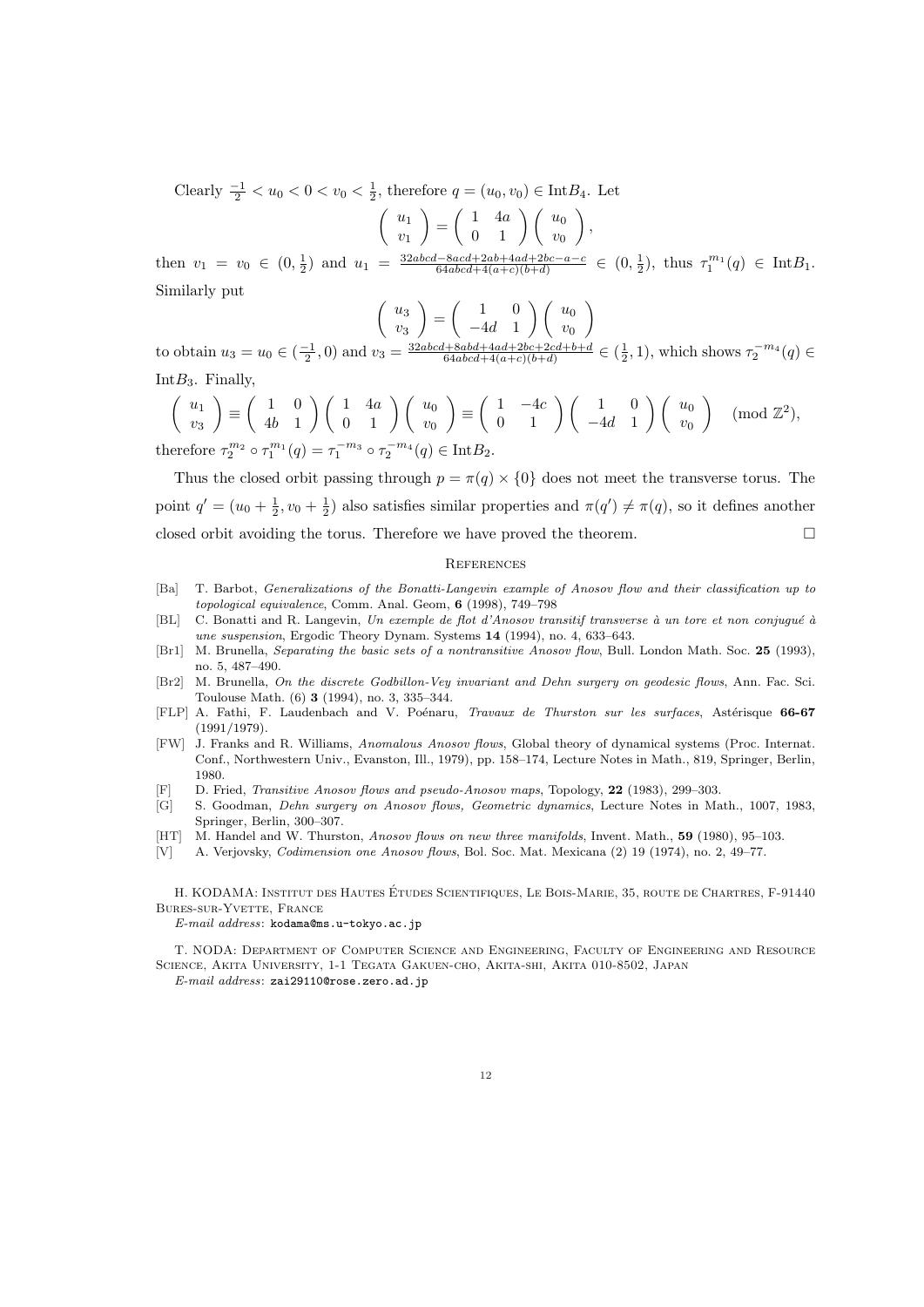Clearly $\frac{-1}{2} < u_0 < 0 < v_0 < \frac{1}{2}$, therefore $q = (u_0, v_0) \in \mathrm{Int}B_4$. Let

$$\begin{pmatrix} u_1 \\ v_1 \end{pmatrix} = \begin{pmatrix} 1 & 4a \\ 0 & 1 \end{pmatrix} \begin{pmatrix} u_0 \\ v_0 \end{pmatrix},$$

then $v_1 = v_0 \in (0, \frac{1}{2})$ and $u_1 = \frac{32abcd - 8acd + 2ab + 4ad + 2bc - a - c}{64abcd + 4(a+c)(b+d)} \in (0, \frac{1}{2})$, thus $\tau_1^{m_1}(q) \in \mathrm{Int}B_1$. Similarly put

$$\begin{pmatrix} u_3 \\ v_3 \end{pmatrix} = \begin{pmatrix} 1 & 0 \\ -4d & 1 \end{pmatrix} \begin{pmatrix} u_0 \\ v_0 \end{pmatrix}$$

to obtain $u_3 = u_0 \in (\frac{-1}{2}, 0)$ and $v_3 = \frac{32abcd + 8abd + 4ad + 2bc + 2cd + b + d}{64abcd + 4(a+c)(b+d)} \in (\frac{1}{2}, 1)$, which shows $\tau_2^{-m_4}(q) \in \mathrm{Int}B_3$. Finally,

$$\begin{pmatrix} u_1 \\ v_3 \end{pmatrix} \equiv \begin{pmatrix} 1 & 0 \\ 4b & 1 \end{pmatrix} \begin{pmatrix} 1 & 4a \\ 0 & 1 \end{pmatrix} \begin{pmatrix} u_0 \\ v_0 \end{pmatrix} \equiv \begin{pmatrix} 1 & -4c \\ 0 & 1 \end{pmatrix} \begin{pmatrix} 1 & 0 \\ -4d & 1 \end{pmatrix} \begin{pmatrix} u_0 \\ v_0 \end{pmatrix} \pmod{\mathbb{Z}^2},$$

therefore $\tau_2^{m_2} \circ \tau_1^{m_1}(q) = \tau_1^{-m_3} \circ \tau_2^{-m_4}(q) \in \mathrm{Int}B_2$.

Thus the closed orbit passing through $p = \pi(q) \times \{0\}$ does not meet the transverse torus. The point $q' = (u_0 + \frac{1}{2}, v_0 + \frac{1}{2})$ also satisfies similar properties and $\pi(q') \neq \pi(q)$, so it defines another closed orbit avoiding the torus. Therefore we have proved the theorem. □

## References

- [Ba] T. Barbot, *Generalizations of the Bonatti-Langevin example of Anosov flow and their classification up to topological equivalence*, Comm. Anal. Geom, **6** (1998), 749–798
- [BL] C. Bonatti and R. Langevin, *Un exemple de flot d'Anosov transitif transverse à un tore et non conjugué à une suspension*, Ergodic Theory Dynam. Systems **14** (1994), no. 4, 633–643.
- [Br1] M. Brunella, *Separating the basic sets of a nontransitive Anosov flow*, Bull. London Math. Soc. **25** (1993), no. 5, 487–490.
- [Br2] M. Brunella, *On the discrete Godbillon-Vey invariant and Dehn surgery on geodesic flows*, Ann. Fac. Sci. Toulouse Math. (6) **3** (1994), no. 3, 335–344.
- [FLP] A. Fathi, F. Laudenbach and V. Poénaru, *Travaux de Thurston sur les surfaces*, Astérisque **66-67** (1991/1979).
- [FW] J. Franks and R. Williams, *Anomalous Anosov flows*, Global theory of dynamical systems (Proc. Internat. Conf., Northwestern Univ., Evanston, Ill., 1979), pp. 158–174, Lecture Notes in Math., 819, Springer, Berlin, 1980.
- [F] D. Fried, *Transitive Anosov flows and pseudo-Anosov maps*, Topology, **22** (1983), 299–303.
- [G] S. Goodman, *Dehn surgery on Anosov flows, Geometric dynamics*, Lecture Notes in Math., 1007, 1983, Springer, Berlin, 300–307.
- [HT] M. Handel and W. Thurston, *Anosov flows on new three manifolds*, Invent. Math., **59** (1980), 95–103.
- [V] A. Verjovsky, *Codimension one Anosov flows*, Bol. Soc. Mat. Mexicana (2) 19 (1974), no. 2, 49–77.

H. KODAMA: Institut des Hautes Études Scientifiques, Le Bois-Marie, 35, route de Chartres, F-91440 Bures-sur-Yvette, France

*E-mail address*: kodama@ms.u-tokyo.ac.jp

T. NODA: Department of Computer Science and Engineering, Faculty of Engineering and Resource Science, Akita University, 1-1 Tegata Gakuen-cho, Akita-shi, Akita 010-8502, Japan

*E-mail address*: zai29110@rose.zero.ad.jp